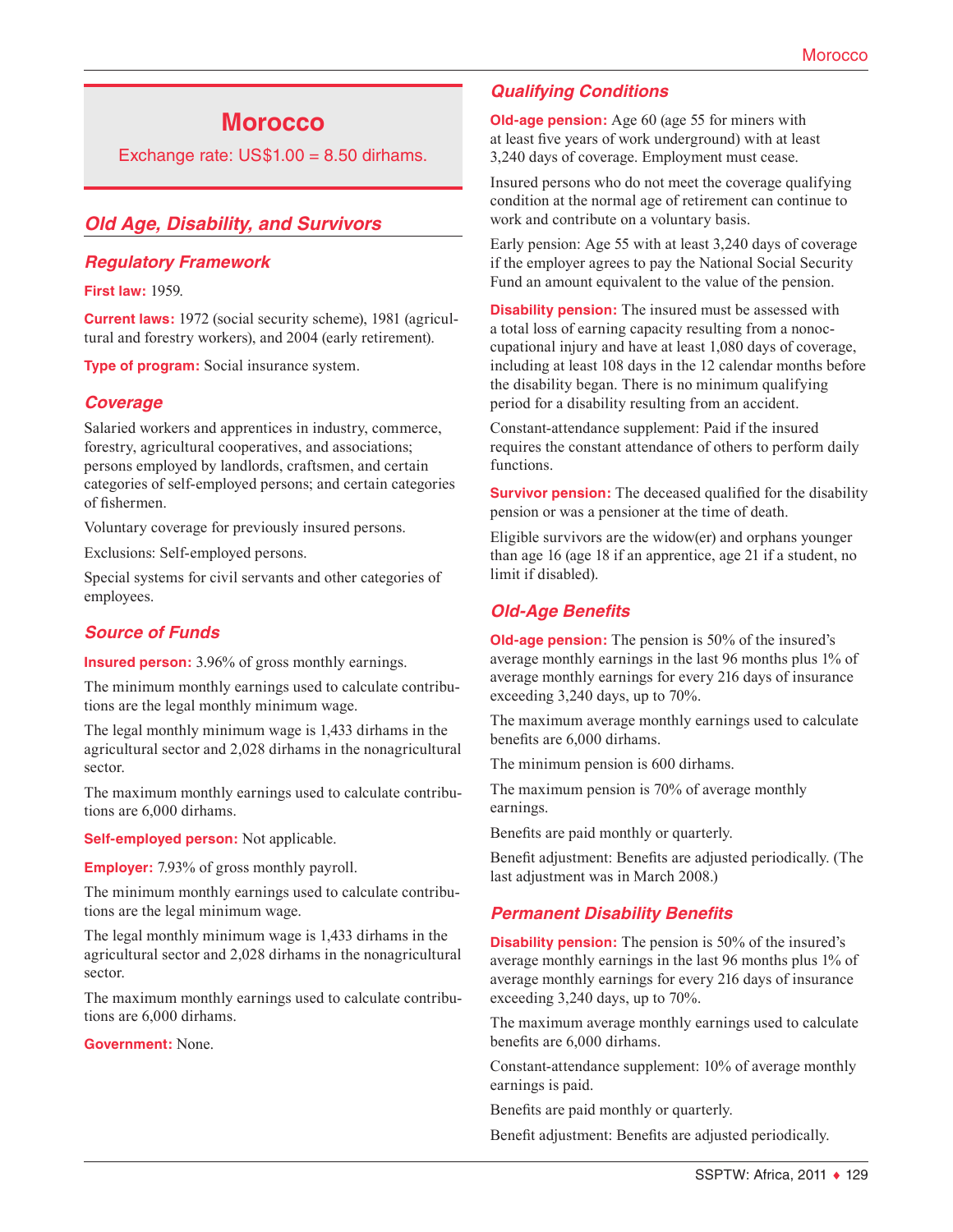# Morocco

Exchange rate: US$1.00 = 8.50 dirhams.

## Old Age, Disability, and Survivors

### Regulatory Framework

**First law:** 1959.

**Current laws:** 1972 (social security scheme), 1981 (agricultural and forestry workers), and 2004 (early retirement).

**Type of program:** Social insurance system.

### Coverage

Salaried workers and apprentices in industry, commerce, forestry, agricultural cooperatives, and associations; persons employed by landlords, craftsmen, and certain categories of self-employed persons; and certain categories of fishermen.

Voluntary coverage for previously insured persons.

Exclusions: Self-employed persons.

Special systems for civil servants and other categories of employees.

### Source of Funds

**Insured person:** 3.96% of gross monthly earnings.

The minimum monthly earnings used to calculate contributions are the legal monthly minimum wage.

The legal monthly minimum wage is 1,433 dirhams in the agricultural sector and 2,028 dirhams in the nonagricultural sector.

The maximum monthly earnings used to calculate contributions are 6,000 dirhams.

**Self-employed person:** Not applicable.

**Employer:** 7.93% of gross monthly payroll.

The minimum monthly earnings used to calculate contributions are the legal minimum wage.

The legal monthly minimum wage is 1,433 dirhams in the agricultural sector and 2,028 dirhams in the nonagricultural sector.

The maximum monthly earnings used to calculate contributions are 6,000 dirhams.

**Government:** None.

### Qualifying Conditions

**Old-age pension:** Age 60 (age 55 for miners with at least five years of work underground) with at least 3,240 days of coverage. Employment must cease.

Insured persons who do not meet the coverage qualifying condition at the normal age of retirement can continue to work and contribute on a voluntary basis.

Early pension: Age 55 with at least 3,240 days of coverage if the employer agrees to pay the National Social Security Fund an amount equivalent to the value of the pension.

**Disability pension:** The insured must be assessed with a total loss of earning capacity resulting from a nonoccupational injury and have at least 1,080 days of coverage, including at least 108 days in the 12 calendar months before the disability began. There is no minimum qualifying period for a disability resulting from an accident.

Constant-attendance supplement: Paid if the insured requires the constant attendance of others to perform daily functions.

**Survivor pension:** The deceased qualified for the disability pension or was a pensioner at the time of death.

Eligible survivors are the widow(er) and orphans younger than age 16 (age 18 if an apprentice, age 21 if a student, no limit if disabled).

### Old-Age Benefits

**Old-age pension:** The pension is 50% of the insured's average monthly earnings in the last 96 months plus 1% of average monthly earnings for every 216 days of insurance exceeding 3,240 days, up to 70%.

The maximum average monthly earnings used to calculate benefits are 6,000 dirhams.

The minimum pension is 600 dirhams.

The maximum pension is 70% of average monthly earnings.

Benefits are paid monthly or quarterly.

Benefit adjustment: Benefits are adjusted periodically. (The last adjustment was in March 2008.)

### Permanent Disability Benefits

**Disability pension:** The pension is 50% of the insured's average monthly earnings in the last 96 months plus 1% of average monthly earnings for every 216 days of insurance exceeding 3,240 days, up to 70%.

The maximum average monthly earnings used to calculate benefits are 6,000 dirhams.

Constant-attendance supplement: 10% of average monthly earnings is paid.

Benefits are paid monthly or quarterly.

Benefit adjustment: Benefits are adjusted periodically.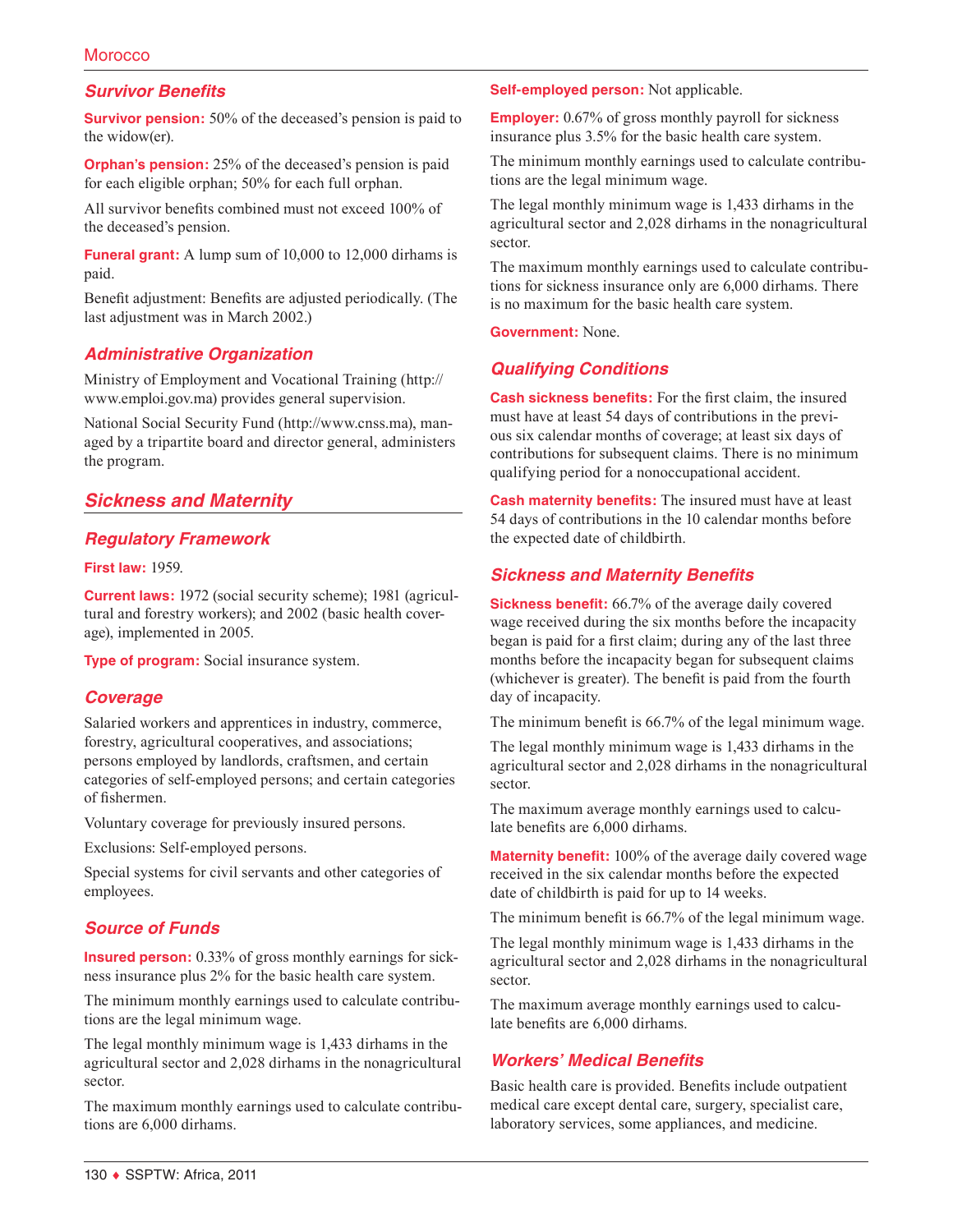### Survivor Benefits

**Survivor pension:** 50% of the deceased's pension is paid to the widow(er).

**Orphan's pension:** 25% of the deceased's pension is paid for each eligible orphan; 50% for each full orphan.

All survivor benefits combined must not exceed 100% of the deceased's pension.

**Funeral grant:** A lump sum of 10,000 to 12,000 dirhams is paid.

Benefit adjustment: Benefits are adjusted periodically. (The last adjustment was in March 2002.)

### Administrative Organization

Ministry of Employment and Vocational Training (http://www.emploi.gov.ma) provides general supervision.

National Social Security Fund (http://www.cnss.ma), managed by a tripartite board and director general, administers the program.

## Sickness and Maternity

### Regulatory Framework

**First law:** 1959.

**Current laws:** 1972 (social security scheme); 1981 (agricultural and forestry workers); and 2002 (basic health coverage), implemented in 2005.

**Type of program:** Social insurance system.

### Coverage

Salaried workers and apprentices in industry, commerce, forestry, agricultural cooperatives, and associations; persons employed by landlords, craftsmen, and certain categories of self-employed persons; and certain categories of fishermen.

Voluntary coverage for previously insured persons.

Exclusions: Self-employed persons.

Special systems for civil servants and other categories of employees.

### Source of Funds

**Insured person:** 0.33% of gross monthly earnings for sickness insurance plus 2% for the basic health care system.

The minimum monthly earnings used to calculate contributions are the legal minimum wage.

The legal monthly minimum wage is 1,433 dirhams in the agricultural sector and 2,028 dirhams in the nonagricultural sector.

The maximum monthly earnings used to calculate contributions are 6,000 dirhams.

**Self-employed person:** Not applicable.

**Employer:** 0.67% of gross monthly payroll for sickness insurance plus 3.5% for the basic health care system.

The minimum monthly earnings used to calculate contributions are the legal minimum wage.

The legal monthly minimum wage is 1,433 dirhams in the agricultural sector and 2,028 dirhams in the nonagricultural sector.

The maximum monthly earnings used to calculate contributions for sickness insurance only are 6,000 dirhams. There is no maximum for the basic health care system.

**Government:** None.

### Qualifying Conditions

**Cash sickness benefits:** For the first claim, the insured must have at least 54 days of contributions in the previous six calendar months of coverage; at least six days of contributions for subsequent claims. There is no minimum qualifying period for a nonoccupational accident.

**Cash maternity benefits:** The insured must have at least 54 days of contributions in the 10 calendar months before the expected date of childbirth.

### Sickness and Maternity Benefits

**Sickness benefit:** 66.7% of the average daily covered wage received during the six months before the incapacity began is paid for a first claim; during any of the last three months before the incapacity began for subsequent claims (whichever is greater). The benefit is paid from the fourth day of incapacity.

The minimum benefit is 66.7% of the legal minimum wage.

The legal monthly minimum wage is 1,433 dirhams in the agricultural sector and 2,028 dirhams in the nonagricultural sector.

The maximum average monthly earnings used to calculate benefits are 6,000 dirhams.

**Maternity benefit:** 100% of the average daily covered wage received in the six calendar months before the expected date of childbirth is paid for up to 14 weeks.

The minimum benefit is 66.7% of the legal minimum wage.

The legal monthly minimum wage is 1,433 dirhams in the agricultural sector and 2,028 dirhams in the nonagricultural sector.

The maximum average monthly earnings used to calculate benefits are 6,000 dirhams.

### Workers' Medical Benefits

Basic health care is provided. Benefits include outpatient medical care except dental care, surgery, specialist care, laboratory services, some appliances, and medicine.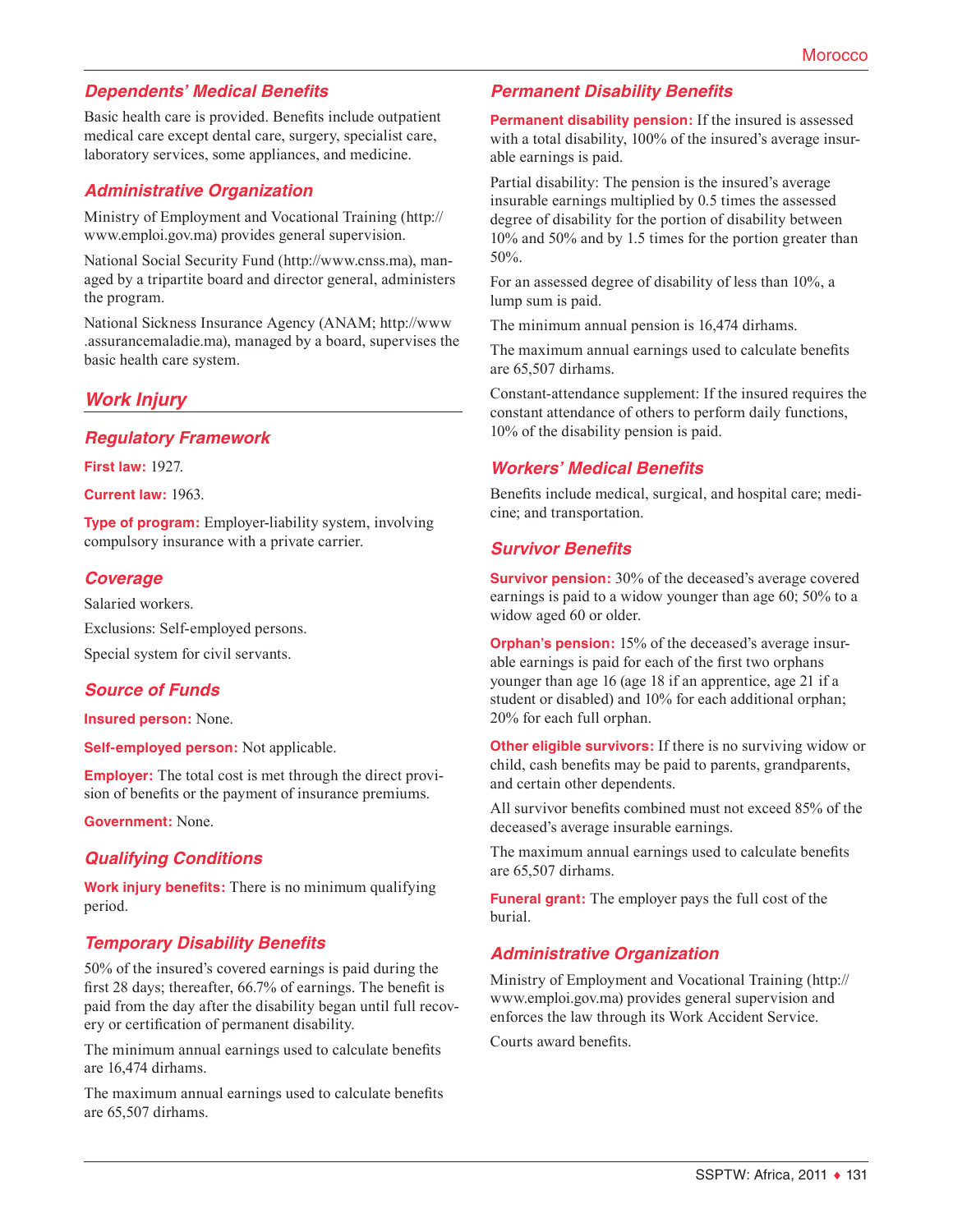### Dependents' Medical Benefits

Basic health care is provided. Benefits include outpatient medical care except dental care, surgery, specialist care, laboratory services, some appliances, and medicine.

### Administrative Organization

Ministry of Employment and Vocational Training (http://www.emploi.gov.ma) provides general supervision.

National Social Security Fund (http://www.cnss.ma), managed by a tripartite board and director general, administers the program.

National Sickness Insurance Agency (ANAM; http://www.assurancemaladie.ma), managed by a board, supervises the basic health care system.

## Work Injury

### Regulatory Framework

**First law:** 1927.

**Current law:** 1963.

**Type of program:** Employer-liability system, involving compulsory insurance with a private carrier.

### Coverage

Salaried workers.

Exclusions: Self-employed persons.

Special system for civil servants.

### Source of Funds

**Insured person:** None.

**Self-employed person:** Not applicable.

**Employer:** The total cost is met through the direct provision of benefits or the payment of insurance premiums.

**Government:** None.

### Qualifying Conditions

**Work injury benefits:** There is no minimum qualifying period.

### Temporary Disability Benefits

50% of the insured's covered earnings is paid during the first 28 days; thereafter, 66.7% of earnings. The benefit is paid from the day after the disability began until full recovery or certification of permanent disability.

The minimum annual earnings used to calculate benefits are 16,474 dirhams.

The maximum annual earnings used to calculate benefits are 65,507 dirhams.

### Permanent Disability Benefits

**Permanent disability pension:** If the insured is assessed with a total disability, 100% of the insured's average insurable earnings is paid.

Partial disability: The pension is the insured's average insurable earnings multiplied by 0.5 times the assessed degree of disability for the portion of disability between 10% and 50% and by 1.5 times for the portion greater than 50%.

For an assessed degree of disability of less than 10%, a lump sum is paid.

The minimum annual pension is 16,474 dirhams.

The maximum annual earnings used to calculate benefits are 65,507 dirhams.

Constant-attendance supplement: If the insured requires the constant attendance of others to perform daily functions, 10% of the disability pension is paid.

### Workers' Medical Benefits

Benefits include medical, surgical, and hospital care; medicine; and transportation.

### Survivor Benefits

**Survivor pension:** 30% of the deceased's average covered earnings is paid to a widow younger than age 60; 50% to a widow aged 60 or older.

**Orphan's pension:** 15% of the deceased's average insurable earnings is paid for each of the first two orphans younger than age 16 (age 18 if an apprentice, age 21 if a student or disabled) and 10% for each additional orphan; 20% for each full orphan.

**Other eligible survivors:** If there is no surviving widow or child, cash benefits may be paid to parents, grandparents, and certain other dependents.

All survivor benefits combined must not exceed 85% of the deceased's average insurable earnings.

The maximum annual earnings used to calculate benefits are 65,507 dirhams.

**Funeral grant:** The employer pays the full cost of the burial.

### Administrative Organization

Ministry of Employment and Vocational Training (http://www.emploi.gov.ma) provides general supervision and enforces the law through its Work Accident Service.

Courts award benefits.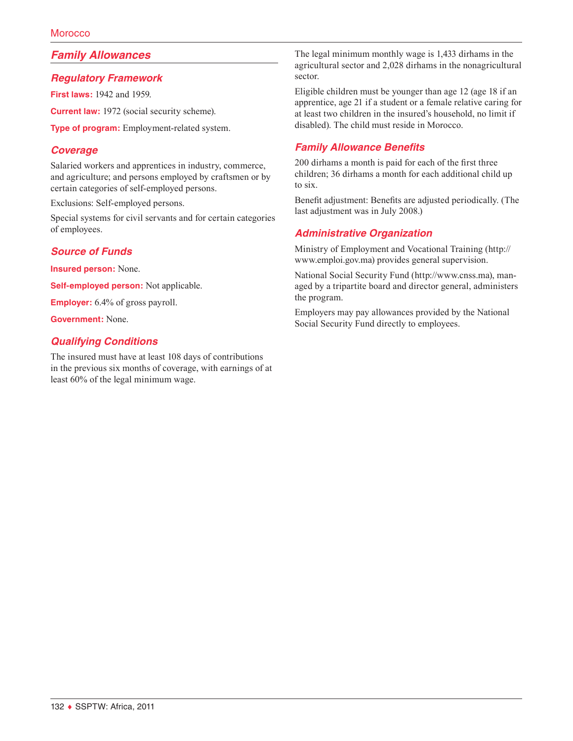## Family Allowances

### Regulatory Framework

**First laws:** 1942 and 1959.

**Current law:** 1972 (social security scheme).

**Type of program:** Employment-related system.

### Coverage

Salaried workers and apprentices in industry, commerce, and agriculture; and persons employed by craftsmen or by certain categories of self-employed persons.

Exclusions: Self-employed persons.

Special systems for civil servants and for certain categories of employees.

### Source of Funds

**Insured person:** None.

**Self-employed person:** Not applicable.

**Employer:** 6.4% of gross payroll.

**Government:** None.

### Qualifying Conditions

The insured must have at least 108 days of contributions in the previous six months of coverage, with earnings of at least 60% of the legal minimum wage.

The legal minimum monthly wage is 1,433 dirhams in the agricultural sector and 2,028 dirhams in the nonagricultural sector.

Eligible children must be younger than age 12 (age 18 if an apprentice, age 21 if a student or a female relative caring for at least two children in the insured's household, no limit if disabled). The child must reside in Morocco.

### Family Allowance Benefits

200 dirhams a month is paid for each of the first three children; 36 dirhams a month for each additional child up to six.

Benefit adjustment: Benefits are adjusted periodically. (The last adjustment was in July 2008.)

### Administrative Organization

Ministry of Employment and Vocational Training (http://www.emploi.gov.ma) provides general supervision.

National Social Security Fund (http://www.cnss.ma), managed by a tripartite board and director general, administers the program.

Employers may pay allowances provided by the National Social Security Fund directly to employees.